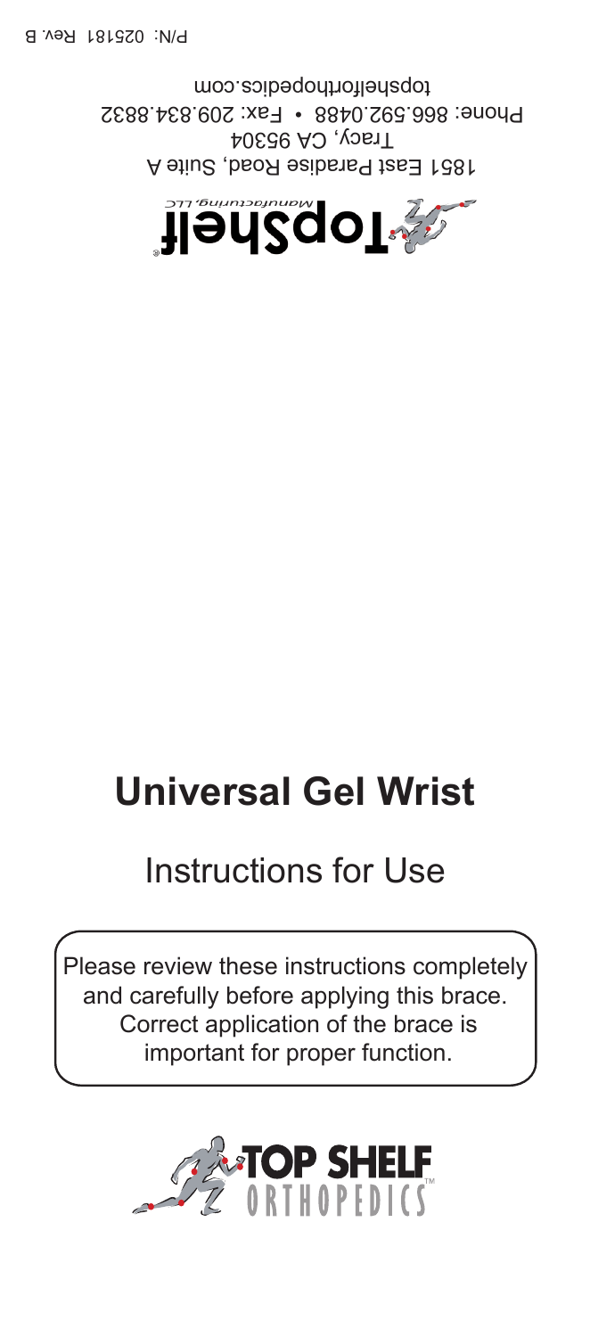P/N: 025181 Rev. B

TopShelf®
Manufacturing, LLC

1851 East Paradise Road, Suite A
Tracy, CA 95304
Phone: 866.592.0488 • Fax: 209.834.8832
topshelforthopedics.com

# Universal Gel Wrist

## Instructions for Use

Please review these instructions completely and carefully before applying this brace. Correct application of the brace is important for proper function.

TOP SHELF ORTHOPEDICS™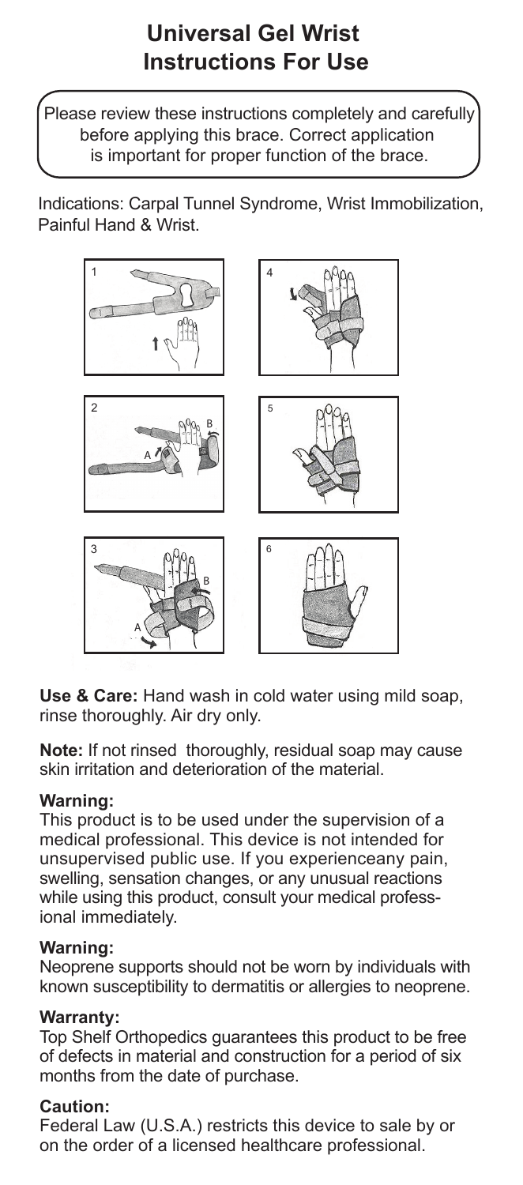# Universal Gel Wrist Instructions For Use

Please review these instructions completely and carefully before applying this brace. Correct application is important for proper function of the brace.

Indications: Carpal Tunnel Syndrome, Wrist Immobilization, Painful Hand & Wrist.

1

2

A

B

3

A

B

4

5

6

**Use & Care:** Hand wash in cold water using mild soap, rinse thoroughly. Air dry only.

**Note:** If not rinsed thoroughly, residual soap may cause skin irritation and deterioration of the material.

**Warning:**
This product is to be used under the supervision of a medical professional. This device is not intended for unsupervised public use. If you experienceany pain, swelling, sensation changes, or any unusual reactions while using this product, consult your medical professional immediately.

**Warning:**
Neoprene supports should not be worn by individuals with known susceptibility to dermatitis or allergies to neoprene.

**Warranty:**
Top Shelf Orthopedics guarantees this product to be free of defects in material and construction for a period of six months from the date of purchase.

**Caution:**
Federal Law (U.S.A.) restricts this device to sale by or on the order of a licensed healthcare professional.